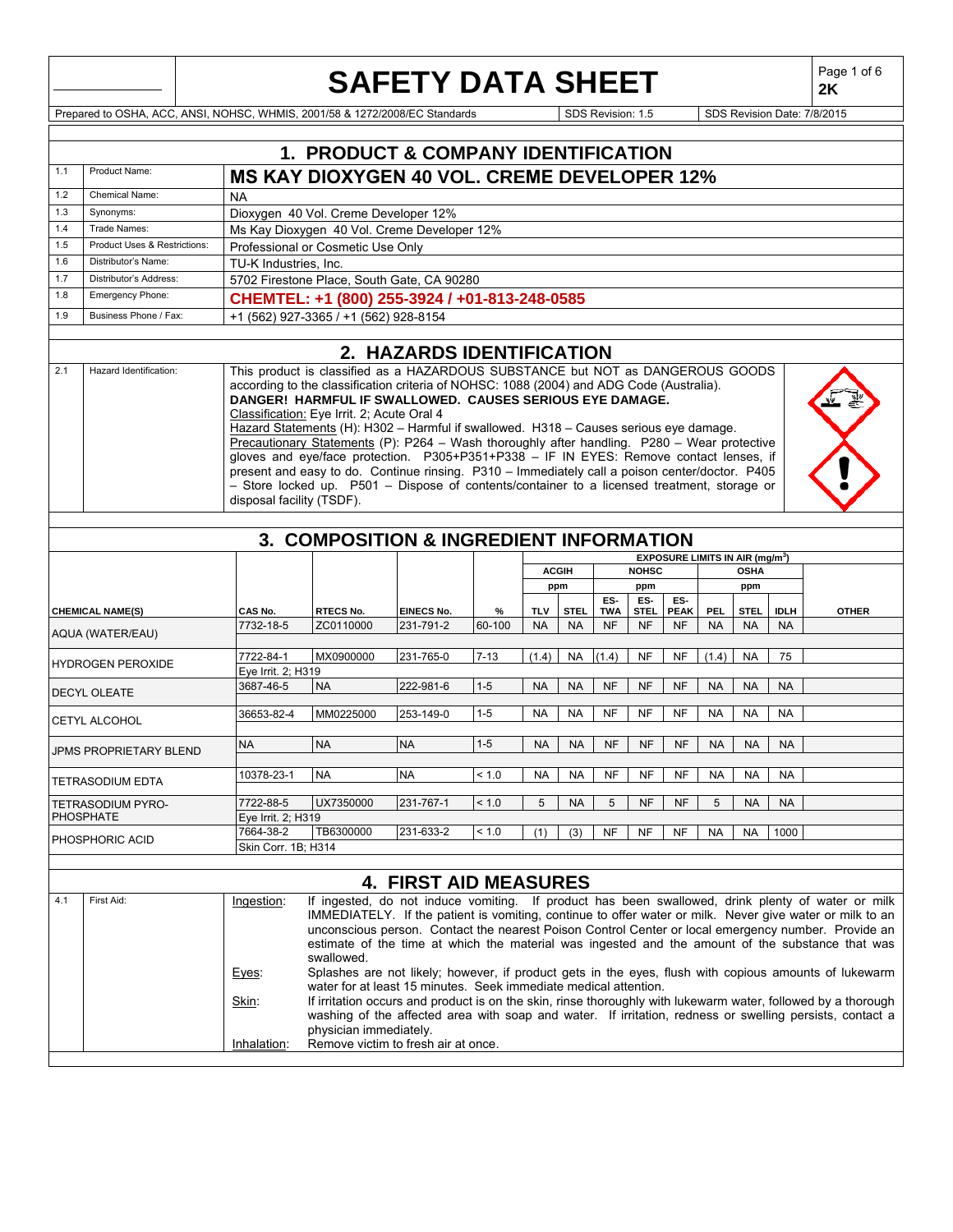# SAFETY DATA SHEET

2K

Prepared to OSHA, ACC, ANSI, NOHSC, WHMIS, 2001/58 & 1272/2008/EC Standards | SDS Revision: 1.5 | SDS Revision Date: 7/8/2015

## 1. PRODUCT & COMPANY IDENTIFICATION

| | | |
|---|---|---|
| 1.1 | Product Name: | **MS KAY DIOXYGEN 40 VOL. CREME DEVELOPER 12%** |
| 1.2 | Chemical Name: | NA |
| 1.3 | Synonyms: | Dioxygen 40 Vol. Creme Developer 12% |
| 1.4 | Trade Names: | Ms Kay Dioxygen 40 Vol. Creme Developer 12% |
| 1.5 | Product Uses & Restrictions: | Professional or Cosmetic Use Only |
| 1.6 | Distributor's Name: | TU-K Industries, Inc. |
| 1.7 | Distributor's Address: | 5702 Firestone Place, South Gate, CA 90280 |
| 1.8 | Emergency Phone: | **CHEMTEL: +1 (800) 255-3924 / +01-813-248-0585** |
| 1.9 | Business Phone / Fax: | +1 (562) 927-3365 / +1 (562) 928-8154 |

## 2. HAZARDS IDENTIFICATION

| | | |
|---|---|---|
| 2.1 | Hazard Identification: | This product is classified as a HAZARDOUS SUBSTANCE but NOT as DANGEROUS GOODS according to the classification criteria of NOHSC: 1088 (2004) and ADG Code (Australia). **DANGER! HARMFUL IF SWALLOWED. CAUSES SERIOUS EYE DAMAGE.** Classification: Eye Irrit. 2; Acute Oral 4 Hazard Statements (H): H302 – Harmful if swallowed. H318 – Causes serious eye damage. Precautionary Statements (P): P264 – Wash thoroughly after handling. P280 – Wear protective gloves and eye/face protection. P305+P351+P338 – IF IN EYES: Remove contact lenses, if present and easy to do. Continue rinsing. P310 – Immediately call a poison center/doctor. P405 – Store locked up. P501 – Dispose of contents/container to a licensed treatment, storage or disposal facility (TSDF). |

## 3. COMPOSITION & INGREDIENT INFORMATION

| | | | | | EXPOSURE LIMITS IN AIR (mg/m³) | | | | | | | | |
|---|---|---|---|---|---|---|---|---|---|---|---|---|---|
| | | | | | ACGIH ppm | | NOHSC ppm | | | OSHA ppm | | | |
| **CHEMICAL NAME(S)** | **CAS No.** | **RTECS No.** | **EINECS No.** | **%** | **TLV** | **STEL** | **ES-TWA** | **ES-STEL** | **ES-PEAK** | **PEL** | **STEL** | **IDLH** | **OTHER** |
| AQUA (WATER/EAU) | 7732-18-5 | ZC0110000 | 231-791-2 | 60-100 | NA | NA | NF | NF | NF | NA | NA | NA | |
| HYDROGEN PEROXIDE | 7722-84-1 Eye Irrit. 2; H319 | MX0900000 | 231-765-0 | 7-13 | (1.4) | NA | (1.4) | NF | NF | (1.4) | NA | 75 | |
| DECYL OLEATE | 3687-46-5 | NA | 222-981-6 | 1-5 | NA | NA | NF | NF | NF | NA | NA | NA | |
| CETYL ALCOHOL | 36653-82-4 | MM0225000 | 253-149-0 | 1-5 | NA | NA | NF | NF | NF | NA | NA | NA | |
| JPMS PROPRIETARY BLEND | NA | NA | NA | 1-5 | NA | NA | NF | NF | NF | NA | NA | NA | |
| TETRASODIUM EDTA | 10378-23-1 | NA | NA | < 1.0 | NA | NA | NF | NF | NF | NA | NA | NA | |
| TETRASODIUM PYRO-PHOSPHATE | 7722-88-5 Eye Irrit. 2; H319 | UX7350000 | 231-767-1 | < 1.0 | 5 | NA | 5 | NF | NF | 5 | NA | NA | |
| PHOSPHORIC ACID | 7664-38-2 Skin Corr. 1B; H314 | TB6300000 | 231-633-2 | < 1.0 | (1) | (3) | NF | NF | NF | NA | NA | 1000 | |

## 4. FIRST AID MEASURES

4.1 First Aid:

Ingestion: If ingested, do not induce vomiting. If product has been swallowed, drink plenty of water or milk IMMEDIATELY. If the patient is vomiting, continue to offer water or milk. Never give water or milk to an unconscious person. Contact the nearest Poison Control Center or local emergency number. Provide an estimate of the time at which the material was ingested and the amount of the substance that was swallowed.

Eyes: Splashes are not likely; however, if product gets in the eyes, flush with copious amounts of lukewarm water for at least 15 minutes. Seek immediate medical attention.

Skin: If irritation occurs and product is on the skin, rinse thoroughly with lukewarm water, followed by a thorough washing of the affected area with soap and water. If irritation, redness or swelling persists, contact a physician immediately.

Inhalation: Remove victim to fresh air at once.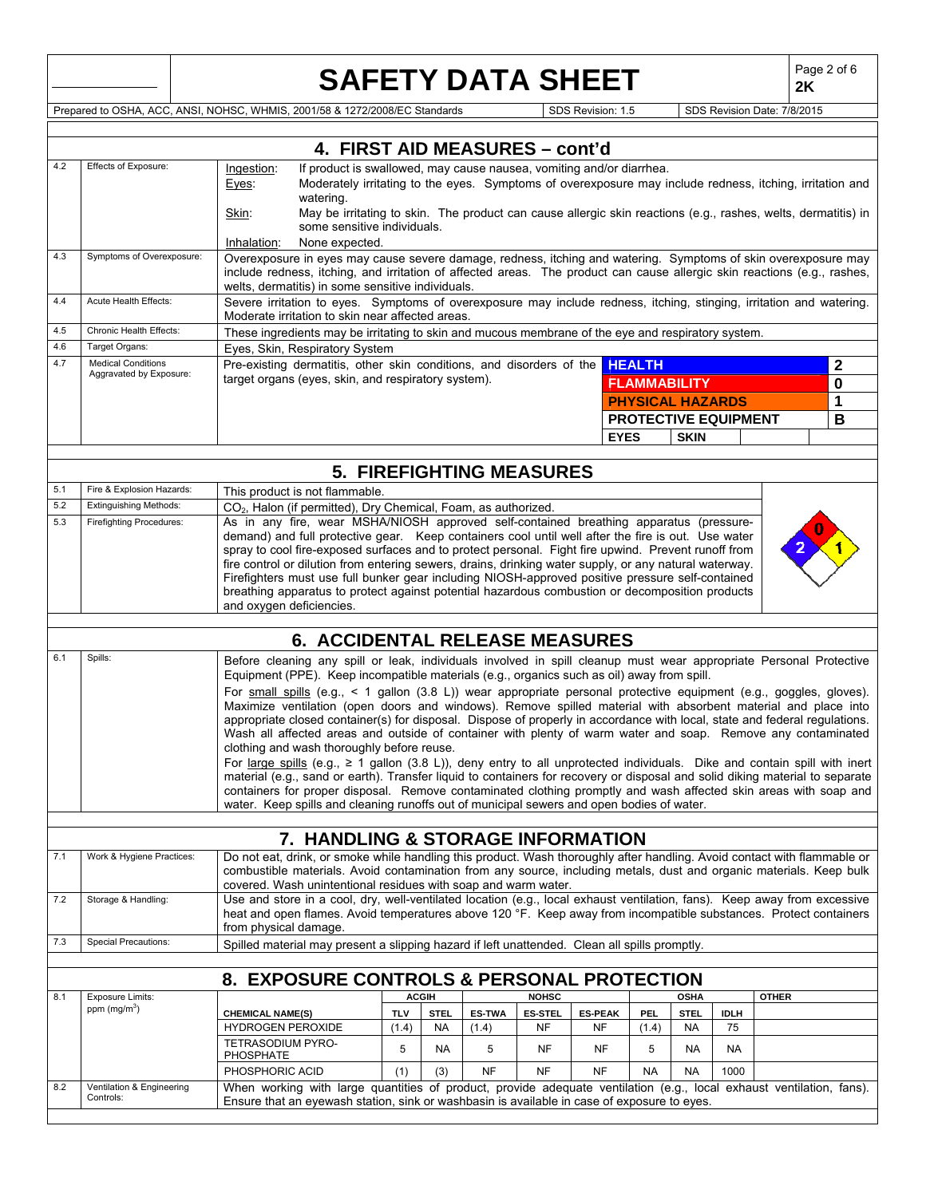# SAFETY DATA SHEET

**2K**

Prepared to OSHA, ACC, ANSI, NOHSC, WHMIS, 2001/58 & 1272/2008/EC Standards | SDS Revision: 1.5 | SDS Revision Date: 7/8/2015

## 4. FIRST AID MEASURES – cont'd

| | | |
|---|---|---|
| 4.2 | Effects of Exposure: | Ingestion: If product is swallowed, may cause nausea, vomiting and/or diarrhea.<br>Eyes: Moderately irritating to the eyes. Symptoms of overexposure may include redness, itching, irritation and watering.<br>Skin: May be irritating to skin. The product can cause allergic skin reactions (e.g., rashes, welts, dermatitis) in some sensitive individuals.<br>Inhalation: None expected. |
| 4.3 | Symptoms of Overexposure: | Overexposure in eyes may cause severe damage, redness, itching and watering. Symptoms of skin overexposure may include redness, itching, and irritation of affected areas. The product can cause allergic skin reactions (e.g., rashes, welts, dermatitis) in some sensitive individuals. |
| 4.4 | Acute Health Effects: | Severe irritation to eyes. Symptoms of overexposure may include redness, itching, stinging, irritation and watering. Moderate irritation to skin near affected areas. |
| 4.5 | Chronic Health Effects: | These ingredients may be irritating to skin and mucous membrane of the eye and respiratory system. |
| 4.6 | Target Organs: | Eyes, Skin, Respiratory System |
| 4.7 | Medical Conditions Aggravated by Exposure: | Pre-existing dermatitis, other skin conditions, and disorders of the target organs (eyes, skin, and respiratory system). |

| | |
|---|---|
| HEALTH | 2 |
| FLAMMABILITY | 0 |
| PHYSICAL HAZARDS | 1 |
| PROTECTIVE EQUIPMENT | B |
| EYES | SKIN |

## 5. FIREFIGHTING MEASURES

| | | |
|---|---|---|
| 5.1 | Fire & Explosion Hazards: | This product is not flammable. |
| 5.2 | Extinguishing Methods: | $CO_2$, Halon (if permitted), Dry Chemical, Foam, as authorized. |
| 5.3 | Firefighting Procedures: | As in any fire, wear MSHA/NIOSH approved self-contained breathing apparatus (pressure-demand) and full protective gear. Keep containers cool until well after the fire is out. Use water spray to cool fire-exposed surfaces and to protect personal. Fight fire upwind. Prevent runoff from fire control or dilution from entering sewers, drains, drinking water supply, or any natural waterway. Firefighters must use full bunker gear including NIOSH-approved positive pressure self-contained breathing apparatus to protect against potential hazardous combustion or decomposition products and oxygen deficiencies. |

NFPA: Health 2, Flammability 0, Reactivity 1

## 6. ACCIDENTAL RELEASE MEASURES

| | | |
|---|---|---|
| 6.1 | Spills: | Before cleaning any spill or leak, individuals involved in spill cleanup must wear appropriate Personal Protective Equipment (PPE). Keep incompatible materials (e.g., organics such as oil) away from spill.<br>For small spills (e.g., < 1 gallon (3.8 L)) wear appropriate personal protective equipment (e.g., goggles, gloves). Maximize ventilation (open doors and windows). Remove spilled material with absorbent material and place into appropriate closed container(s) for disposal. Dispose of properly in accordance with local, state and federal regulations. Wash all affected areas and outside of container with plenty of warm water and soap. Remove any contaminated clothing and wash thoroughly before reuse.<br>For large spills (e.g., ≥ 1 gallon (3.8 L)), deny entry to all unprotected individuals. Dike and contain spill with inert material (e.g., sand or earth). Transfer liquid to containers for recovery or disposal and solid diking material to separate containers for proper disposal. Remove contaminated clothing promptly and wash affected skin areas with soap and water. Keep spills and cleaning runoffs out of municipal sewers and open bodies of water. |

## 7. HANDLING & STORAGE INFORMATION

| | | |
|---|---|---|
| 7.1 | Work & Hygiene Practices: | Do not eat, drink, or smoke while handling this product. Wash thoroughly after handling. Avoid contact with flammable or combustible materials. Avoid contamination from any source, including metals, dust and organic materials. Keep bulk covered. Wash unintentional residues with soap and warm water. |
| 7.2 | Storage & Handling: | Use and store in a cool, dry, well-ventilated location (e.g., local exhaust ventilation, fans). Keep away from excessive heat and open flames. Avoid temperatures above 120 °F. Keep away from incompatible substances. Protect containers from physical damage. |
| 7.3 | Special Precautions: | Spilled material may present a slipping hazard if left unattended. Clean all spills promptly. |

## 8. EXPOSURE CONTROLS & PERSONAL PROTECTION

**8.1 Exposure Limits: ppm (mg/m$^3$)**

| | ACGIH | | NOHSC | | | OSHA | | | OTHER |
|---|---|---|---|---|---|---|---|---|---|
| CHEMICAL NAME(S) | TLV | STEL | ES-TWA | ES-STEL | ES-PEAK | PEL | STEL | IDLH | |
| HYDROGEN PEROXIDE | (1.4) | NA | (1.4) | NF | NF | (1.4) | NA | 75 | |
| TETRASODIUM PYRO-PHOSPHATE | 5 | NA | 5 | NF | NF | 5 | NA | NA | |
| PHOSPHORIC ACID | (1) | (3) | NF | NF | NF | NA | NA | 1000 | |

| | | |
|---|---|---|
| 8.2 | Ventilation & Engineering Controls: | When working with large quantities of product, provide adequate ventilation (e.g., local exhaust ventilation, fans). Ensure that an eyewash station, sink or washbasin is available in case of exposure to eyes. |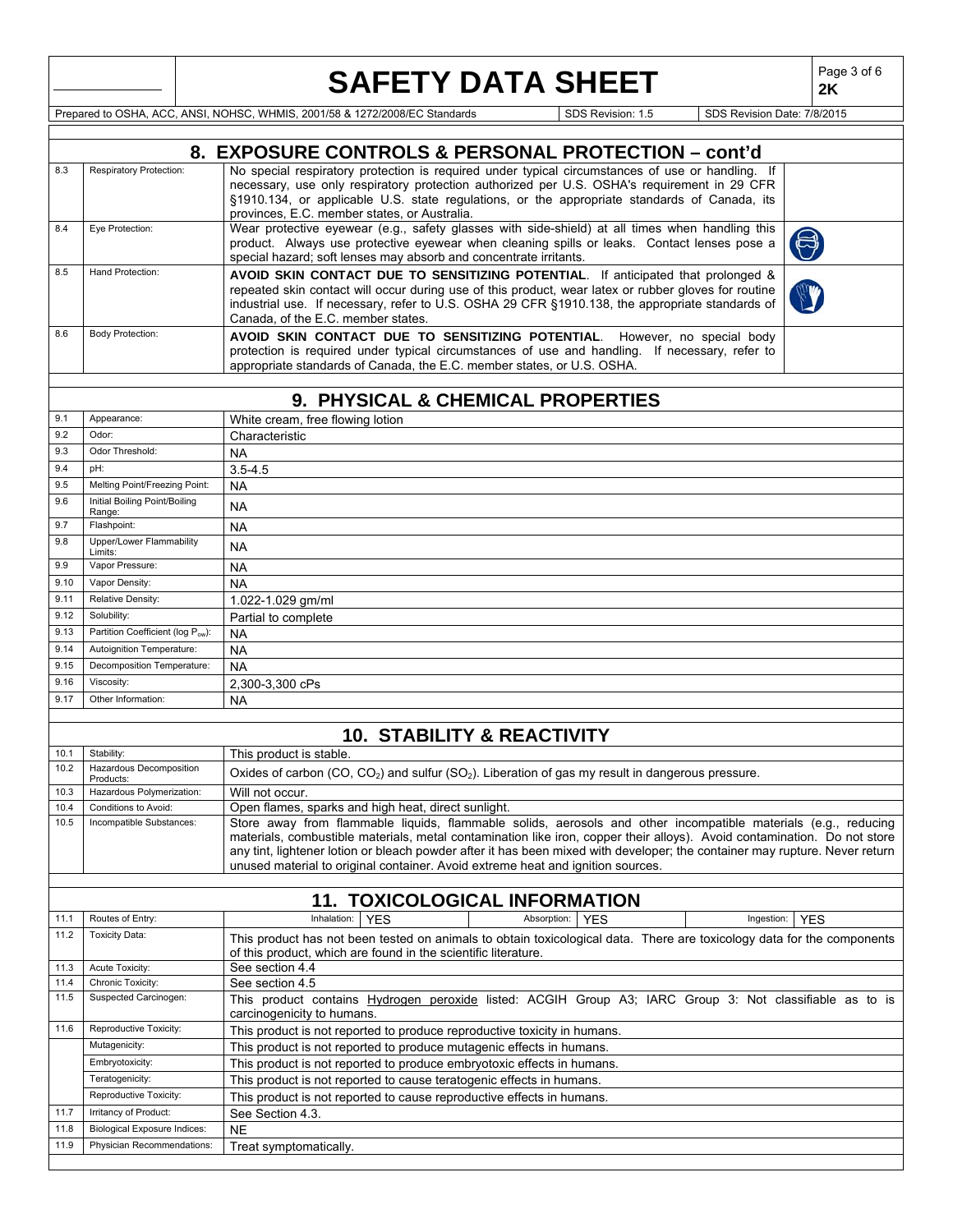## 8. EXPOSURE CONTROLS & PERSONAL PROTECTION – cont'd

| | | |
|---|---|---|
| 8.3 | Respiratory Protection: | No special respiratory protection is required under typical circumstances of use or handling. If necessary, use only respiratory protection authorized per U.S. OSHA's requirement in 29 CFR §1910.134, or applicable U.S. state regulations, or the appropriate standards of Canada, its provinces, E.C. member states, or Australia. |
| 8.4 | Eye Protection: | Wear protective eyewear (e.g., safety glasses with side-shield) at all times when handling this product. Always use protective eyewear when cleaning spills or leaks. Contact lenses pose a special hazard; soft lenses may absorb and concentrate irritants. |
| 8.5 | Hand Protection: | **AVOID SKIN CONTACT DUE TO SENSITIZING POTENTIAL**. If anticipated that prolonged & repeated skin contact will occur during use of this product, wear latex or rubber gloves for routine industrial use. If necessary, refer to U.S. OSHA 29 CFR §1910.138, the appropriate standards of Canada, of the E.C. member states. |
| 8.6 | Body Protection: | **AVOID SKIN CONTACT DUE TO SENSITIZING POTENTIAL**. However, no special body protection is required under typical circumstances of use and handling. If necessary, refer to appropriate standards of Canada, the E.C. member states, or U.S. OSHA. |

## 9. PHYSICAL & CHEMICAL PROPERTIES

| | | |
|---|---|---|
| 9.1 | Appearance: | White cream, free flowing lotion |
| 9.2 | Odor: | Characteristic |
| 9.3 | Odor Threshold: | NA |
| 9.4 | pH: | 3.5-4.5 |
| 9.5 | Melting Point/Freezing Point: | NA |
| 9.6 | Initial Boiling Point/Boiling Range: | NA |
| 9.7 | Flashpoint: | NA |
| 9.8 | Upper/Lower Flammability Limits: | NA |
| 9.9 | Vapor Pressure: | NA |
| 9.10 | Vapor Density: | NA |
| 9.11 | Relative Density: | 1.022-1.029 gm/ml |
| 9.12 | Solubility: | Partial to complete |
| 9.13 | Partition Coefficient (log $P_{ow}$): | NA |
| 9.14 | Autoignition Temperature: | NA |
| 9.15 | Decomposition Temperature: | NA |
| 9.16 | Viscosity: | 2,300-3,300 cPs |
| 9.17 | Other Information: | NA |

## 10. STABILITY & REACTIVITY

| | | |
|---|---|---|
| 10.1 | Stability: | This product is stable. |
| 10.2 | Hazardous Decomposition Products: | Oxides of carbon (CO, $CO_2$) and sulfur ($SO_2$). Liberation of gas my result in dangerous pressure. |
| 10.3 | Hazardous Polymerization: | Will not occur. |
| 10.4 | Conditions to Avoid: | Open flames, sparks and high heat, direct sunlight. |
| 10.5 | Incompatible Substances: | Store away from flammable liquids, flammable solids, aerosols and other incompatible materials (e.g., reducing materials, combustible materials, metal contamination like iron, copper their alloys). Avoid contamination. Do not store any tint, lightener lotion or bleach powder after it has been mixed with developer; the container may rupture. Never return unused material to original container. Avoid extreme heat and ignition sources. |

## 11. TOXICOLOGICAL INFORMATION

| | | |
|---|---|---|
| 11.1 | Routes of Entry: | Inhalation: YES; Absorption: YES; Ingestion: YES |
| 11.2 | Toxicity Data: | This product has not been tested on animals to obtain toxicological data. There are toxicology data for the components of this product, which are found in the scientific literature. |
| 11.3 | Acute Toxicity: | See section 4.4 |
| 11.4 | Chronic Toxicity: | See section 4.5 |
| 11.5 | Suspected Carcinogen: | This product contains Hydrogen peroxide listed: ACGIH Group A3; IARC Group 3: Not classifiable as to is carcinogenicity to humans. |
| 11.6 | Reproductive Toxicity: | This product is not reported to produce reproductive toxicity in humans. |
| | Mutagenicity: | This product is not reported to produce mutagenic effects in humans. |
| | Embryotoxicity: | This product is not reported to produce embryotoxic effects in humans. |
| | Teratogenicity: | This product is not reported to cause teratogenic effects in humans. |
| | Reproductive Toxicity: | This product is not reported to cause reproductive effects in humans. |
| 11.7 | Irritancy of Product: | See Section 4.3. |
| 11.8 | Biological Exposure Indices: | NE |
| 11.9 | Physician Recommendations: | Treat symptomatically. |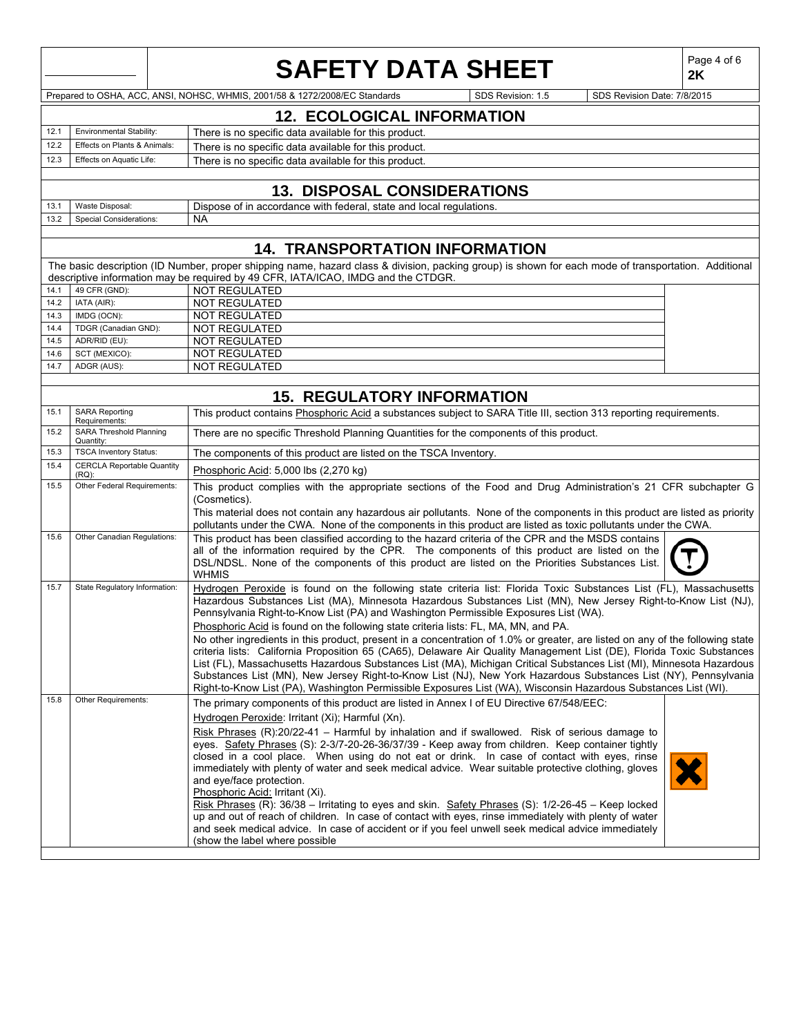## 12. ECOLOGICAL INFORMATION

| | | |
|---|---|---|
| 12.1 | Environmental Stability: | There is no specific data available for this product. |
| 12.2 | Effects on Plants & Animals: | There is no specific data available for this product. |
| 12.3 | Effects on Aquatic Life: | There is no specific data available for this product. |

## 13. DISPOSAL CONSIDERATIONS

| | | |
|---|---|---|
| 13.1 | Waste Disposal: | Dispose of in accordance with federal, state and local regulations. |
| 13.2 | Special Considerations: | NA |

## 14. TRANSPORTATION INFORMATION

The basic description (ID Number, proper shipping name, hazard class & division, packing group) is shown for each mode of transportation. Additional descriptive information may be required by 49 CFR, IATA/ICAO, IMDG and the CTDGR.

| | | |
|---|---|---|
| 14.1 | 49 CFR (GND): | NOT REGULATED |
| 14.2 | IATA (AIR): | NOT REGULATED |
| 14.3 | IMDG (OCN): | NOT REGULATED |
| 14.4 | TDGR (Canadian GND): | NOT REGULATED |
| 14.5 | ADR/RID (EU): | NOT REGULATED |
| 14.6 | SCT (MEXICO): | NOT REGULATED |
| 14.7 | ADGR (AUS): | NOT REGULATED |

## 15. REGULATORY INFORMATION

| | | |
|---|---|---|
| 15.1 | SARA Reporting Requirements: | This product contains Phosphoric Acid a substances subject to SARA Title III, section 313 reporting requirements. |
| 15.2 | SARA Threshold Planning Quantity: | There are no specific Threshold Planning Quantities for the components of this product. |
| 15.3 | TSCA Inventory Status: | The components of this product are listed on the TSCA Inventory. |
| 15.4 | CERCLA Reportable Quantity (RQ): | Phosphoric Acid: 5,000 lbs (2,270 kg) |
| 15.5 | Other Federal Requirements: | This product complies with the appropriate sections of the Food and Drug Administration's 21 CFR subchapter G (Cosmetics). This material does not contain any hazardous air pollutants. None of the components in this product are listed as priority pollutants under the CWA. None of the components in this product are listed as toxic pollutants under the CWA. |
| 15.6 | Other Canadian Regulations: | This product has been classified according to the hazard criteria of the CPR and the MSDS contains all of the information required by the CPR. The components of this product are listed on the DSL/NDSL. None of the components of this product are listed on the Priorities Substances List. WHMIS |
| 15.7 | State Regulatory Information: | Hydrogen Peroxide is found on the following state criteria list: Florida Toxic Substances List (FL), Massachusetts Hazardous Substances List (MA), Minnesota Hazardous Substances List (MN), New Jersey Right-to-Know List (NJ), Pennsylvania Right-to-Know List (PA) and Washington Permissible Exposures List (WA). Phosphoric Acid is found on the following state criteria lists: FL, MA, MN, and PA. No other ingredients in this product, present in a concentration of 1.0% or greater, are listed on any of the following state criteria lists: California Proposition 65 (CA65), Delaware Air Quality Management List (DE), Florida Toxic Substances List (FL), Massachusetts Hazardous Substances List (MA), Michigan Critical Substances List (MI), Minnesota Hazardous Substances List (MN), New Jersey Right-to-Know List (NJ), New York Hazardous Substances List (NY), Pennsylvania Right-to-Know List (PA), Washington Permissible Exposures List (WA), Wisconsin Hazardous Substances List (WI). |
| 15.8 | Other Requirements: | The primary components of this product are listed in Annex I of EU Directive 67/548/EEC: Hydrogen Peroxide: Irritant (Xi); Harmful (Xn). Risk Phrases (R):20/22-41 – Harmful by inhalation and if swallowed. Risk of serious damage to eyes. Safety Phrases (S): 2-3/7-20-26-36/37/39 - Keep away from children. Keep container tightly closed in a cool place. When using do not eat or drink. In case of contact with eyes, rinse immediately with plenty of water and seek medical advice. Wear suitable protective clothing, gloves and eye/face protection. Phosphoric Acid: Irritant (Xi). Risk Phrases (R): 36/38 – Irritating to eyes and skin. Safety Phrases (S): 1/2-26-45 – Keep locked up and out of reach of children. In case of contact with eyes, rinse immediately with plenty of water and seek medical advice. In case of accident or if you feel unwell seek medical advice immediately (show the label where possible |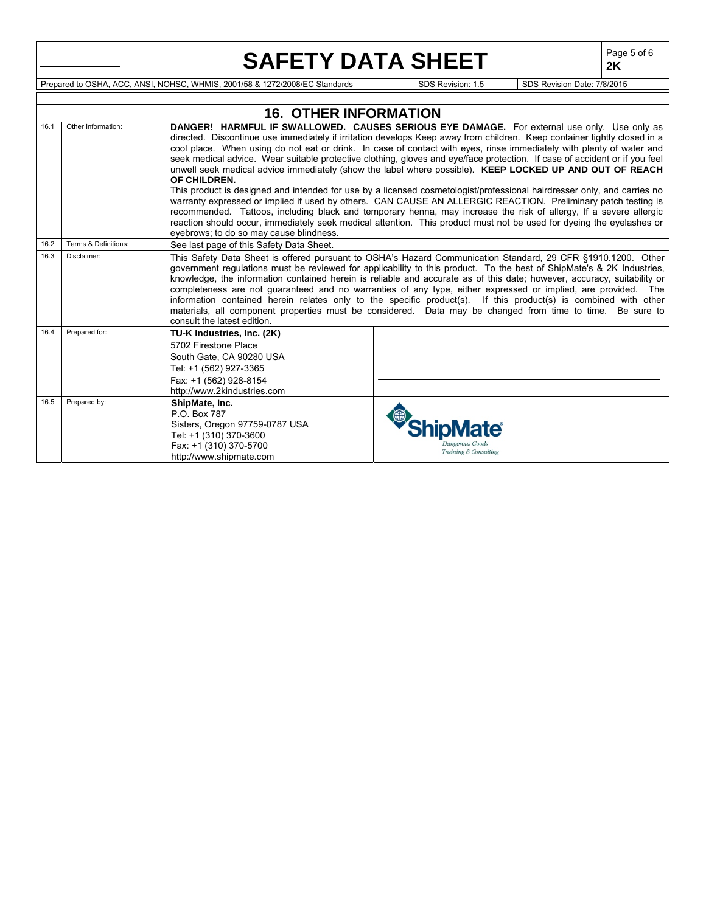## 16. OTHER INFORMATION

| | | |
|---|---|---|
| 16.1 | Other Information: | **DANGER! HARMFUL IF SWALLOWED. CAUSES SERIOUS EYE DAMAGE.** For external use only. Use only as directed. Discontinue use immediately if irritation develops Keep away from children. Keep container tightly closed in a cool place. When using do not eat or drink. In case of contact with eyes, rinse immediately with plenty of water and seek medical advice. Wear suitable protective clothing, gloves and eye/face protection. If case of accident or if you feel unwell seek medical advice immediately (show the label where possible). **KEEP LOCKED UP AND OUT OF REACH OF CHILDREN.** This product is designed and intended for use by a licensed cosmetologist/professional hairdresser only, and carries no warranty expressed or implied if used by others. CAN CAUSE AN ALLERGIC REACTION. Preliminary patch testing is recommended. Tattoos, including black and temporary henna, may increase the risk of allergy, If a severe allergic reaction should occur, immediately seek medical attention. This product must not be used for dyeing the eyelashes or eyebrows; to do so may cause blindness. |
| 16.2 | Terms & Definitions: | See last page of this Safety Data Sheet. |
| 16.3 | Disclaimer: | This Safety Data Sheet is offered pursuant to OSHA's Hazard Communication Standard, 29 CFR §1910.1200. Other government regulations must be reviewed for applicability to this product. To the best of ShipMate's & 2K Industries, knowledge, the information contained herein is reliable and accurate as of this date; however, accuracy, suitability or completeness are not guaranteed and no warranties of any type, either expressed or implied, are provided. The information contained herein relates only to the specific product(s). If this product(s) is combined with other materials, all component properties must be considered. Data may be changed from time to time. Be sure to consult the latest edition. |
| 16.4 | Prepared for: | **TU-K Industries, Inc. (2K)**<br>5702 Firestone Place<br>South Gate, CA 90280 USA<br>Tel: +1 (562) 927-3365<br>Fax: +1 (562) 928-8154<br>http://www.2kindustries.com |
| 16.5 | Prepared by: | **ShipMate, Inc.**<br>P.O. Box 787<br>Sisters, Oregon 97759-0787 USA<br>Tel: +1 (310) 370-3600<br>Fax: +1 (310) 370-5700<br>http://www.shipmate.com |

ShipMate® Dangerous Goods Training & Consulting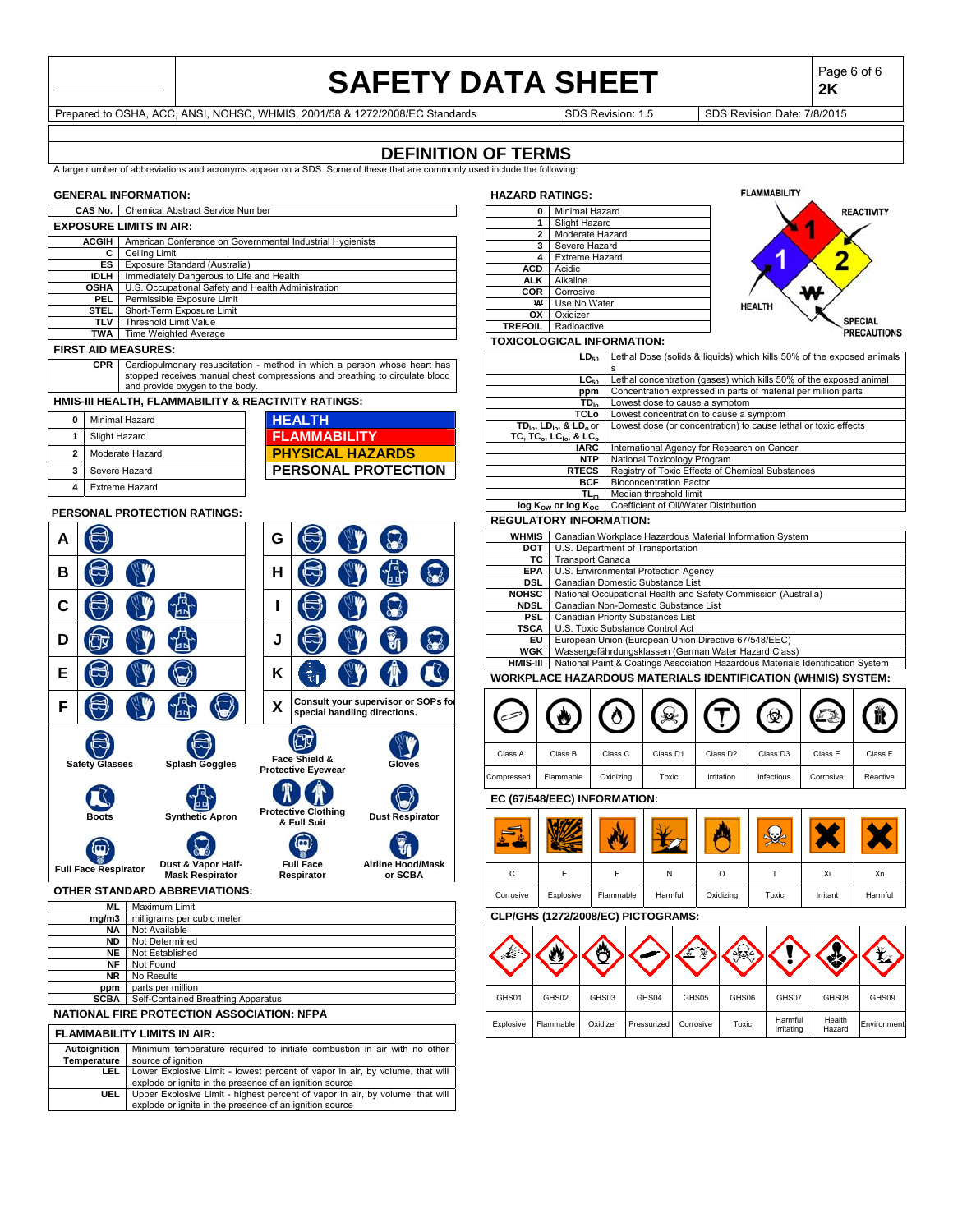# SAFETY DATA SHEET

Prepared to OSHA, ACC, ANSI, NOHSC, WHMIS, 2001/58 & 1272/2008/EC Standards | SDS Revision: 1.5 | SDS Revision Date: 7/8/2015

2K

## DEFINITION OF TERMS

A large number of abbreviations and acronyms appear on a SDS. Some of these that are commonly used include the following:

### GENERAL INFORMATION:

| | |
|---|---|
| CAS No. | Chemical Abstract Service Number |

### EXPOSURE LIMITS IN AIR:

| | |
|---|---|
| ACGIH | American Conference on Governmental Industrial Hygienists |
| C | Ceiling Limit |
| ES | Exposure Standard (Australia) |
| IDLH | Immediately Dangerous to Life and Health |
| OSHA | U.S. Occupational Safety and Health Administration |
| PEL | Permissible Exposure Limit |
| STEL | Short-Term Exposure Limit |
| TLV | Threshold Limit Value |
| TWA | Time Weighted Average |

### FIRST AID MEASURES:

| | |
|---|---|
| CPR | Cardiopulmonary resuscitation - method in which a person whose heart has stopped receives manual chest compressions and breathing to circulate blood and provide oxygen to the body. |

### HMIS-III HEALTH, FLAMMABILITY & REACTIVITY RATINGS:

| | |
|---|---|
| 0 | Minimal Hazard |
| 1 | Slight Hazard |
| 2 | Moderate Hazard |
| 3 | Severe Hazard |
| 4 | Extreme Hazard |

HEALTH
FLAMMABILITY
PHYSICAL HAZARDS
PERSONAL PROTECTION

### PERSONAL PROTECTION RATINGS:

A, B, C, D, E, F, G, H, I, J, K

X — Consult your supervisor or SOPs for special handling directions.

Safety Glasses, Splash Goggles, Face Shield & Protective Eyewear, Gloves, Boots, Synthetic Apron, Protective Clothing & Full Suit, Dust Respirator, Full Face Respirator, Dust & Vapor Half-Mask Respirator, Full Face Respirator, Airline Hood/Mask or SCBA

### OTHER STANDARD ABBREVIATIONS:

| | |
|---|---|
| ML | Maximum Limit |
| mg/m3 | milligrams per cubic meter |
| NA | Not Available |
| ND | Not Determined |
| NE | Not Established |
| NF | Not Found |
| NR | No Results |
| ppm | parts per million |
| SCBA | Self-Contained Breathing Apparatus |

### NATIONAL FIRE PROTECTION ASSOCIATION: NFPA

#### FLAMMABILITY LIMITS IN AIR:

| | |
|---|---|
| Autoignition Temperature | Minimum temperature required to initiate combustion in air with no other source of ignition |
| LEL | Lower Explosive Limit - lowest percent of vapor in air, by volume, that will explode or ignite in the presence of an ignition source |
| UEL | Upper Explosive Limit - highest percent of vapor in air, by volume, that will explode or ignite in the presence of an ignition source |

### HAZARD RATINGS:

| | |
|---|---|
| 0 | Minimal Hazard |
| 1 | Slight Hazard |
| 2 | Moderate Hazard |
| 3 | Severe Hazard |
| 4 | Extreme Hazard |
| ACD | Acidic |
| ALK | Alkaline |
| COR | Corrosive |
| W | Use No Water |
| OX | Oxidizer |
| TREFOIL | Radioactive |

FLAMMABILITY
REACTIVITY
HEALTH
SPECIAL PRECAUTIONS

### TOXICOLOGICAL INFORMATION:

| | |
|---|---|
| $LD_{50}$ | Lethal Dose (solids & liquids) which kills 50% of the exposed animals |
| $LC_{50}$ | Lethal concentration (gases) which kills 50% of the exposed animal |
| ppm | Concentration expressed in parts of material per million parts |
| $TD_{lo}$ | Lowest dose to cause a symptom |
| TCLo | Lowest concentration to cause a symptom |
| $TD_{lo}$, $LD_{lo}$, & $LD_o$ or TC, $TC_o$, $LC_{lo}$, & $LC_o$ | Lowest dose (or concentration) to cause lethal or toxic effects |
| IARC | International Agency for Research on Cancer |
| NTP | National Toxicology Program |
| RTECS | Registry of Toxic Effects of Chemical Substances |
| BCF | Bioconcentration Factor |
| $TL_m$ | Median threshold limit |
| log $K_{OW}$ or log $K_{OC}$ | Coefficient of Oil/Water Distribution |

### REGULATORY INFORMATION:

| | |
|---|---|
| WHMIS | Canadian Workplace Hazardous Material Information System |
| DOT | U.S. Department of Transportation |
| TC | Transport Canada |
| EPA | U.S. Environmental Protection Agency |
| DSL | Canadian Domestic Substance List |
| NOHSC | National Occupational Health and Safety Commission (Australia) |
| NDSL | Canadian Non-Domestic Substance List |
| PSL | Canadian Priority Substances List |
| TSCA | U.S. Toxic Substance Control Act |
| EU | European Union (European Union Directive 67/548/EEC) |
| WGK | Wassergefährdungsklassen (German Water Hazard Class) |
| HMIS-III | National Paint & Coatings Association Hazardous Materials Identification System |

### WORKPLACE HAZARDOUS MATERIALS IDENTIFICATION (WHMIS) SYSTEM:

| Class A | Class B | Class C | Class D1 | Class D2 | Class D3 | Class E | Class F |
|---|---|---|---|---|---|---|---|
| Compressed | Flammable | Oxidizing | Toxic | Irritation | Infectious | Corrosive | Reactive |

### EC (67/548/EEC) INFORMATION:

| C | E | F | N | O | T | Xi | Xn |
|---|---|---|---|---|---|---|---|
| Corrosive | Explosive | Flammable | Harmful | Oxidizing | Toxic | Irritant | Harmful |

### CLP/GHS (1272/2008/EC) PICTOGRAMS:

| GHS01 | GHS02 | GHS03 | GHS04 | GHS05 | GHS06 | GHS07 | GHS08 | GHS09 |
|---|---|---|---|---|---|---|---|---|
| Explosive | Flammable | Oxidizer | Pressurized | Corrosive | Toxic | Harmful Irritating | Health Hazard | Environment |